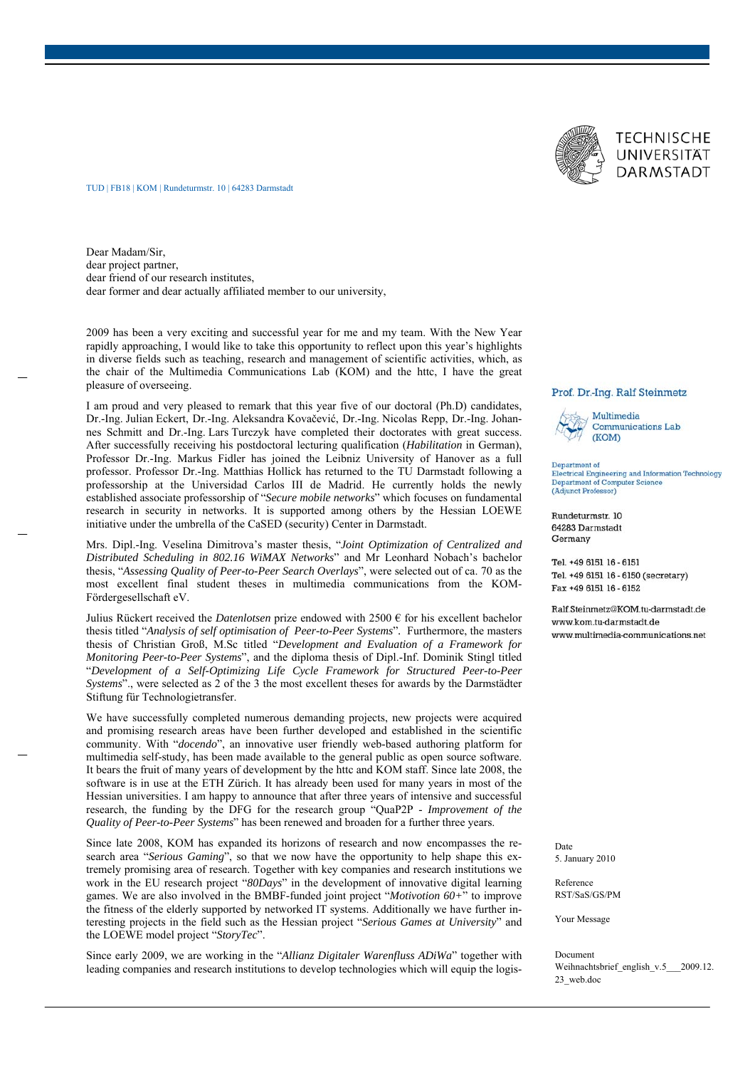TECHNISCHE UNIVERSITÄT DARMSTADT

TUD | FB18 | KOM | Rundeturmstr. 10 | 64283 Darmstadt

**Prof. Dr.-Ing. Ralf Steinmetz**

Multimedia Communications Lab (KOM)

Department of Electrical Engineering and Information Technology
Department of Computer Science (Adjunct Professor)

Rundeturmstr. 10
64283 Darmstadt
Germany

Tel. +49 6151 16 - 6151
Tel. +49 6151 16 - 6150 (secretary)
Fax +49 6151 16 - 6152

Ralf.Steinmetz@KOM.tu-darmstadt.de
www.kom.tu-darmstadt.de
www.multimedia-communications.net

Date
5. January 2010

Reference
RST/SaS/GS/PM

Your Message

Document
Weihnachtsbrief_english_v.5___2009.12.23_web.doc

Dear Madam/Sir,
dear project partner,
dear friend of our research institutes,
dear former and dear actually affiliated member to our university,

2009 has been a very exciting and successful year for me and my team. With the New Year rapidly approaching, I would like to take this opportunity to reflect upon this year's highlights in diverse fields such as teaching, research and management of scientific activities, which, as the chair of the Multimedia Communications Lab (KOM) and the httc, I have the great pleasure of overseeing.

I am proud and very pleased to remark that this year five of our doctoral (Ph.D) candidates, Dr.-Ing. Julian Eckert, Dr.-Ing. Aleksandra Kovačević, Dr.-Ing. Nicolas Repp, Dr.-Ing. Johannes Schmitt and Dr.-Ing. Lars Turczyk have completed their doctorates with great success. After successfully receiving his postdoctoral lecturing qualification (*Habilitation* in German), Professor Dr.-Ing. Markus Fidler has joined the Leibniz University of Hanover as a full professor. Professor Dr.-Ing. Matthias Hollick has returned to the TU Darmstadt following a professorship at the Universidad Carlos III de Madrid. He currently holds the newly established associate professorship of "*Secure mobile networks*" which focuses on fundamental research in security in networks. It is supported among others by the Hessian LOEWE initiative under the umbrella of the CaSED (security) Center in Darmstadt.

Mrs. Dipl.-Ing. Veselina Dimitrova's master thesis, "*Joint Optimization of Centralized and Distributed Scheduling in 802.16 WiMAX Networks*" and Mr Leonhard Nobach's bachelor thesis, "*Assessing Quality of Peer-to-Peer Search Overlays*", were selected out of ca. 70 as the most excellent final student theses in multimedia communications from the KOM-Fördergesellschaft eV.

Julius Rückert received the *Datenlotsen* prize endowed with 2500 € for his excellent bachelor thesis titled "*Analysis of self optimisation of Peer-to-Peer Systems*". Furthermore, the masters thesis of Christian Groß, M.Sc titled "*Development and Evaluation of a Framework for Monitoring Peer-to-Peer Systems*", and the diploma thesis of Dipl.-Inf. Dominik Stingl titled "*Development of a Self-Optimizing Life Cycle Framework for Structured Peer-to-Peer Systems*"., were selected as 2 of the 3 the most excellent theses for awards by the Darmstädter Stiftung für Technologietransfer.

We have successfully completed numerous demanding projects, new projects were acquired and promising research areas have been further developed and established in the scientific community. With "*docendo*", an innovative user friendly web-based authoring platform for multimedia self-study, has been made available to the general public as open source software. It bears the fruit of many years of development by the httc and KOM staff. Since late 2008, the software is in use at the ETH Zürich. It has already been used for many years in most of the Hessian universities. I am happy to announce that after three years of intensive and successful research, the funding by the DFG for the research group "QuaP2P - *Improvement of the Quality of Peer-to-Peer Systems*" has been renewed and broaden for a further three years.

Since late 2008, KOM has expanded its horizons of research and now encompasses the research area "*Serious Gaming*", so that we now have the opportunity to help shape this extremely promising area of research. Together with key companies and research institutions we work in the EU research project "*80Days*" in the development of innovative digital learning games. We are also involved in the BMBF-funded joint project "*Motivotion 60+*" to improve the fitness of the elderly supported by networked IT systems. Additionally we have further interesting projects in the field such as the Hessian project "*Serious Games at University*" and the LOEWE model project "*StoryTec*".

Since early 2009, we are working in the "*Allianz Digitaler Warenfluss ADiWa*" together with leading companies and research institutions to develop technologies which will equip the logis-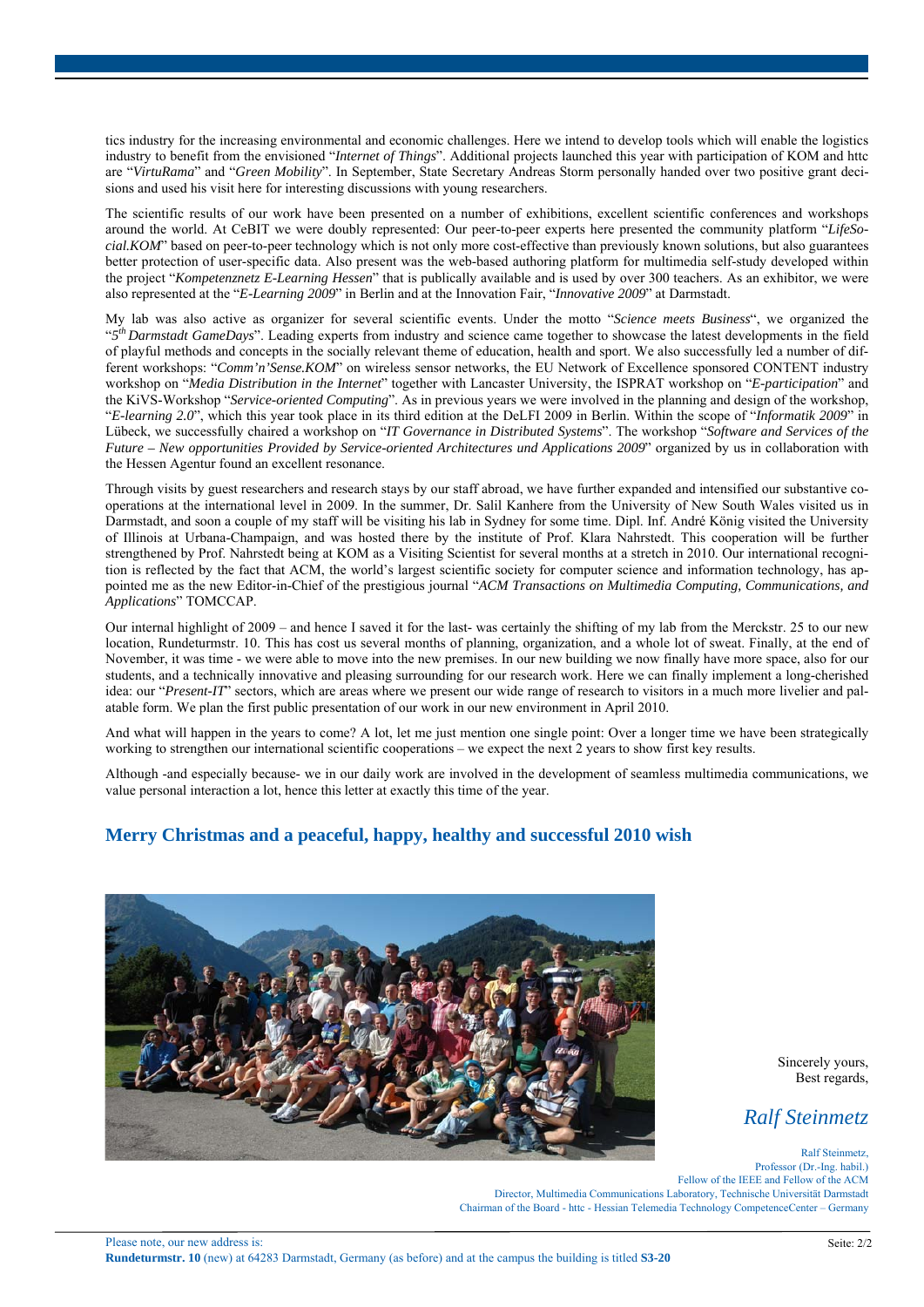tics industry for the increasing environmental and economic challenges. Here we intend to develop tools which will enable the logistics industry to benefit from the envisioned "*Internet of Things*". Additional projects launched this year with participation of KOM and httc are "*VirtuRama*" and "*Green Mobility*". In September, State Secretary Andreas Storm personally handed over two positive grant decisions and used his visit here for interesting discussions with young researchers.

The scientific results of our work have been presented on a number of exhibitions, excellent scientific conferences and workshops around the world. At CeBIT we were doubly represented: Our peer-to-peer experts here presented the community platform "*LifeSocial.KOM*" based on peer-to-peer technology which is not only more cost-effective than previously known solutions, but also guarantees better protection of user-specific data. Also present was the web-based authoring platform for multimedia self-study developed within the project "*Kompetenznetz E-Learning Hessen*" that is publically available and is used by over 300 teachers. As an exhibitor, we were also represented at the "*E-Learning 2009*" in Berlin and at the Innovation Fair, "*Innovative 2009*" at Darmstadt.

My lab was also active as organizer for several scientific events. Under the motto "*Science meets Business*", we organized the "*5th Darmstadt GameDays*". Leading experts from industry and science came together to showcase the latest developments in the field of playful methods and concepts in the socially relevant theme of education, health and sport. We also successfully led a number of different workshops: "*Comm'n'Sense.KOM*" on wireless sensor networks, the EU Network of Excellence sponsored CONTENT industry workshop on "*Media Distribution in the Internet*" together with Lancaster University, the ISPRAT workshop on "*E-participation*" and the KiVS-Workshop "*Service-oriented Computing*". As in previous years we were involved in the planning and design of the workshop, "*E-learning 2.0*", which this year took place in its third edition at the DeLFI 2009 in Berlin. Within the scope of "*Informatik 2009*" in Lübeck, we successfully chaired a workshop on "*IT Governance in Distributed Systems*". The workshop "*Software and Services of the Future – New opportunities Provided by Service-oriented Architectures und Applications 2009*" organized by us in collaboration with the Hessen Agentur found an excellent resonance.

Through visits by guest researchers and research stays by our staff abroad, we have further expanded and intensified our substantive cooperations at the international level in 2009. In the summer, Dr. Salil Kanhere from the University of New South Wales visited us in Darmstadt, and soon a couple of my staff will be visiting his lab in Sydney for some time. Dipl. Inf. André König visited the University of Illinois at Urbana-Champaign, and was hosted there by the institute of Prof. Klara Nahrstedt. This cooperation will be further strengthened by Prof. Nahrstedt being at KOM as a Visiting Scientist for several months at a stretch in 2010. Our international recognition is reflected by the fact that ACM, the world's largest scientific society for computer science and information technology, has appointed me as the new Editor-in-Chief of the prestigious journal "*ACM Transactions on Multimedia Computing, Communications, and Applications*" TOMCCAP.

Our internal highlight of 2009 – and hence I saved it for the last- was certainly the shifting of my lab from the Merckstr. 25 to our new location, Rundeturmstr. 10. This has cost us several months of planning, organization, and a whole lot of sweat. Finally, at the end of November, it was time - we were able to move into the new premises. In our new building we now finally have more space, also for our students, and a technically innovative and pleasing surrounding for our research work. Here we can finally implement a long-cherished idea: our "*Present-IT*" sectors, which are areas where we present our wide range of research to visitors in a much more livelier and palatable form. We plan the first public presentation of our work in our new environment in April 2010.

And what will happen in the years to come? A lot, let me just mention one single point: Over a longer time we have been strategically working to strengthen our international scientific cooperations – we expect the next 2 years to show first key results.

Although -and especially because- we in our daily work are involved in the development of seamless multimedia communications, we value personal interaction a lot, hence this letter at exactly this time of the year.

## Merry Christmas and a peaceful, happy, healthy and successful 2010 wish

Sincerely yours,
Best regards,

*Ralf Steinmetz*

Ralf Steinmetz,
Professor (Dr.-Ing. habil.)
Fellow of the IEEE and Fellow of the ACM
Director, Multimedia Communications Laboratory, Technische Universität Darmstadt
Chairman of the Board - httc - Hessian Telemedia Technology CompetenceCenter – Germany

Please note, our new address is:
**Rundeturmstr. 10** (new) at 64283 Darmstadt, Germany (as before) and at the campus the building is titled **S3-20**